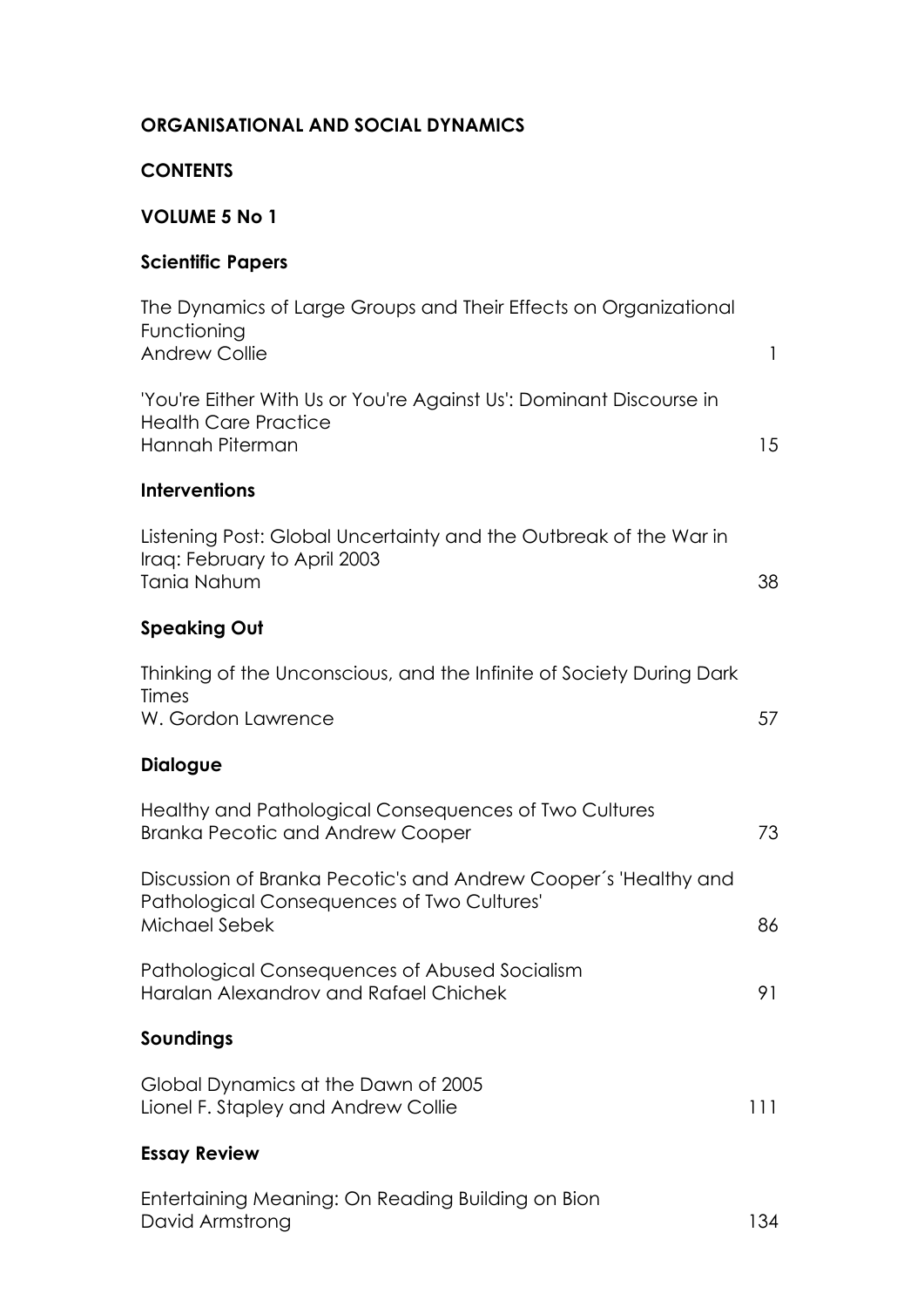# ORGANISATIONAL AND SOCIAL DYNAMICS

## CONTENTS

## VOLUME 5 No 1

### Scientific Papers

The Dynamics of Large Groups and Their Effects on Organizational Functioning
Andrew Collie — 1

'You're Either With Us or You're Against Us': Dominant Discourse in Health Care Practice
Hannah Piterman — 15

### Interventions

Listening Post: Global Uncertainty and the Outbreak of the War in Iraq: February to April 2003
Tania Nahum — 38

### Speaking Out

Thinking of the Unconscious, and the Infinite of Society During Dark Times
W. Gordon Lawrence — 57

### Dialogue

Healthy and Pathological Consequences of Two Cultures
Branka Pecotic and Andrew Cooper — 73

Discussion of Branka Pecotic's and Andrew Cooper´s 'Healthy and Pathological Consequences of Two Cultures'
Michael Sebek — 86

Pathological Consequences of Abused Socialism
Haralan Alexandrov and Rafael Chichek — 91

### Soundings

Global Dynamics at the Dawn of 2005
Lionel F. Stapley and Andrew Collie — 111

### Essay Review

Entertaining Meaning: On Reading Building on Bion
David Armstrong — 134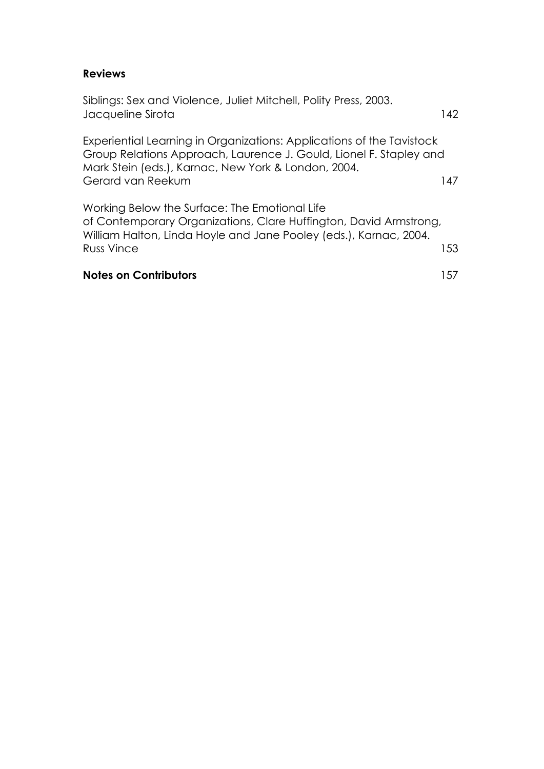**Reviews**

Siblings: Sex and Violence, Juliet Mitchell, Polity Press, 2003.
Jacqueline Sirota 142

Experiential Learning in Organizations: Applications of the Tavistock Group Relations Approach, Laurence J. Gould, Lionel F. Stapley and Mark Stein (eds.), Karnac, New York & London, 2004.
Gerard van Reekum 147

Working Below the Surface: The Emotional Life of Contemporary Organizations, Clare Huffington, David Armstrong, William Halton, Linda Hoyle and Jane Pooley (eds.), Karnac, 2004.
Russ Vince 153

**Notes on Contributors** 157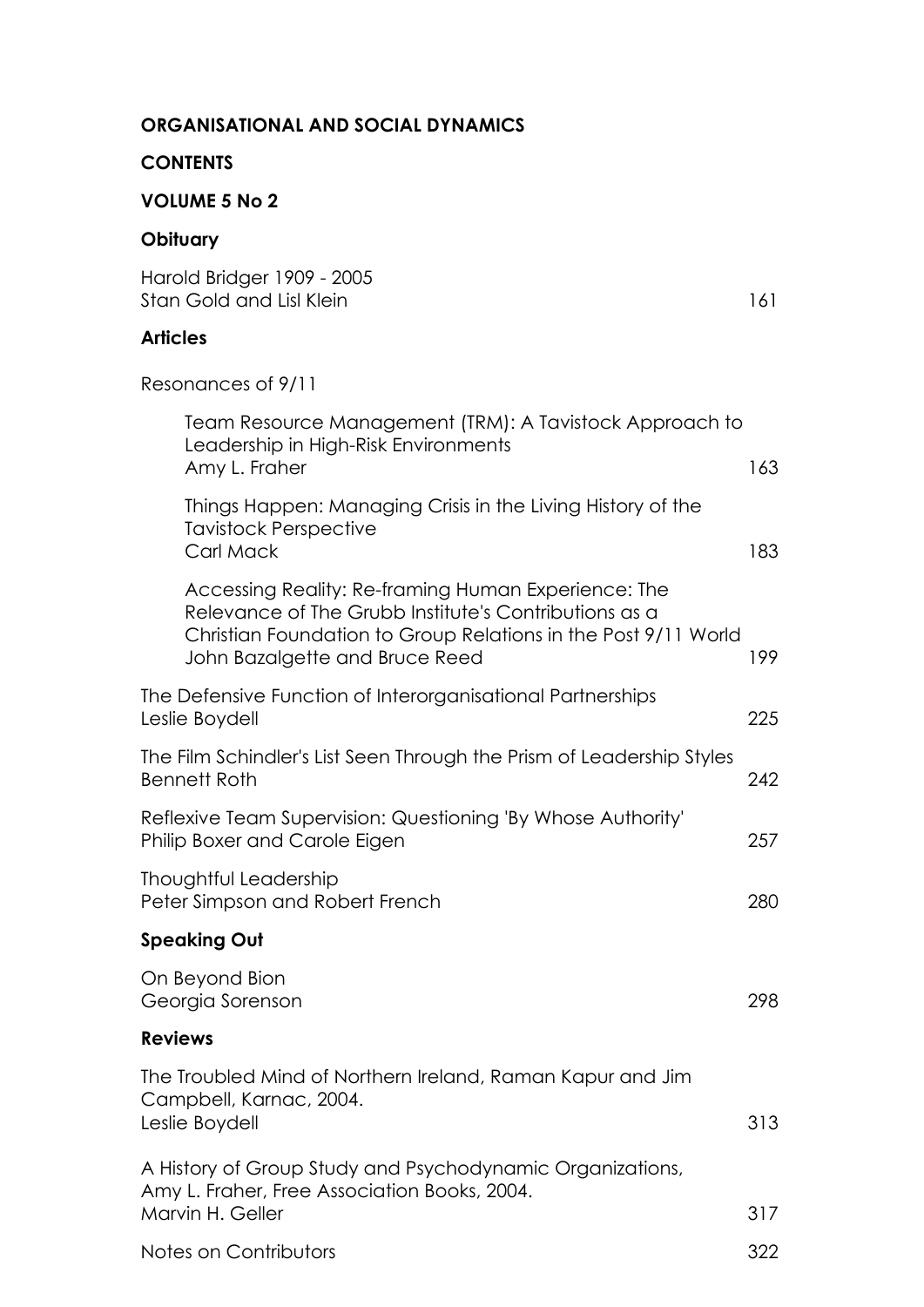**ORGANISATIONAL AND SOCIAL DYNAMICS**

**CONTENTS**

**VOLUME 5 No 2**

**Obituary**

Harold Bridger 1909 - 2005
Stan Gold and Lisl Klein — 161

**Articles**

Resonances of 9/11

Team Resource Management (TRM): A Tavistock Approach to Leadership in High-Risk Environments
Amy L. Fraher — 163

Things Happen: Managing Crisis in the Living History of the Tavistock Perspective
Carl Mack — 183

Accessing Reality: Re-framing Human Experience: The Relevance of The Grubb Institute's Contributions as a Christian Foundation to Group Relations in the Post 9/11 World
John Bazalgette and Bruce Reed — 199

The Defensive Function of Interorganisational Partnerships
Leslie Boydell — 225

The Film Schindler's List Seen Through the Prism of Leadership Styles
Bennett Roth — 242

Reflexive Team Supervision: Questioning 'By Whose Authority'
Philip Boxer and Carole Eigen — 257

Thoughtful Leadership
Peter Simpson and Robert French — 280

**Speaking Out**

On Beyond Bion
Georgia Sorenson — 298

**Reviews**

The Troubled Mind of Northern Ireland, Raman Kapur and Jim Campbell, Karnac, 2004.
Leslie Boydell — 313

A History of Group Study and Psychodynamic Organizations, Amy L. Fraher, Free Association Books, 2004.
Marvin H. Geller — 317

Notes on Contributors — 322